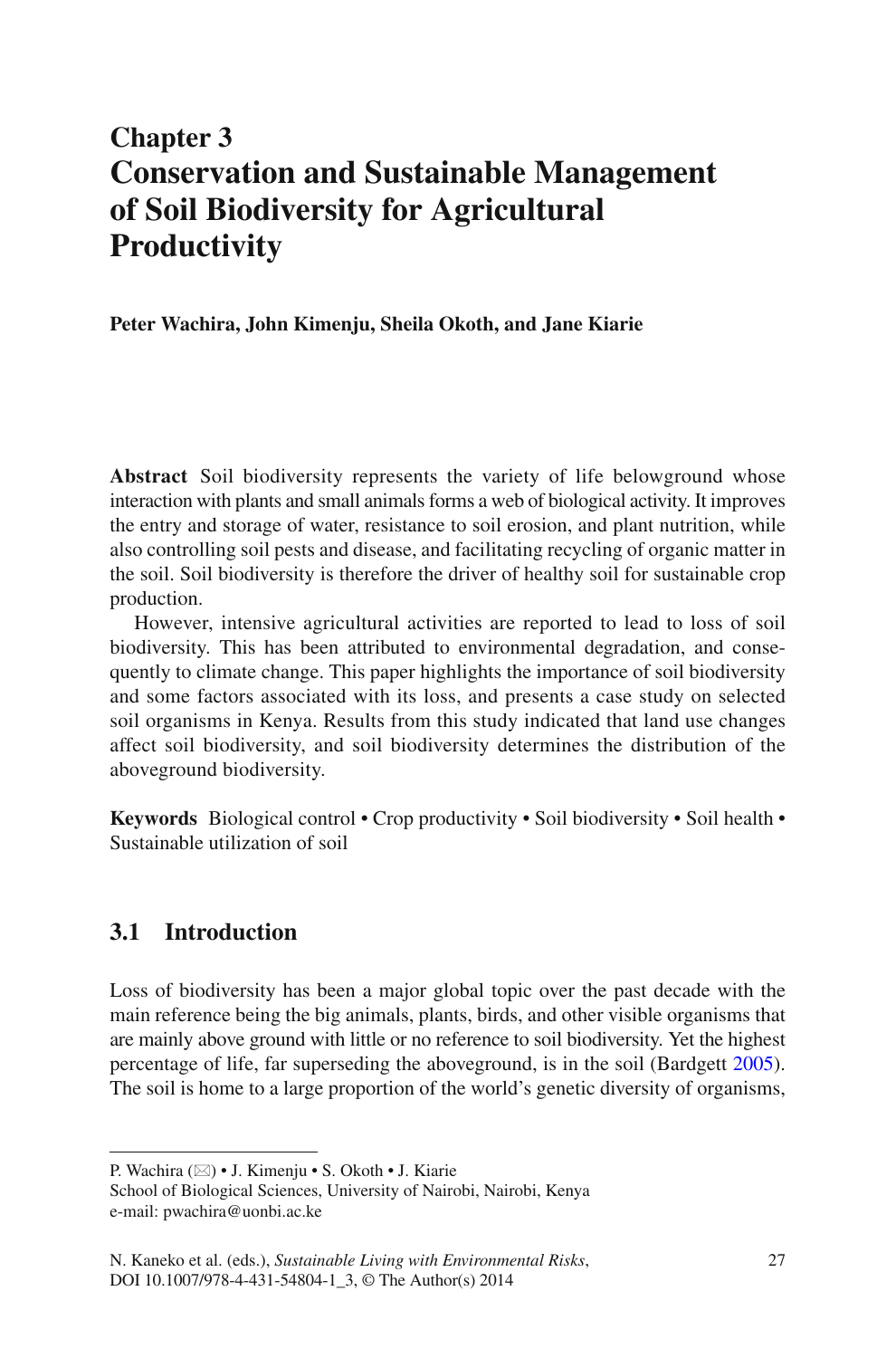# Chapter 3
# Conservation and Sustainable Management of Soil Biodiversity for Agricultural Productivity

**Peter Wachira, John Kimenju, Sheila Okoth, and Jane Kiarie**

**Abstract** Soil biodiversity represents the variety of life belowground whose interaction with plants and small animals forms a web of biological activity. It improves the entry and storage of water, resistance to soil erosion, and plant nutrition, while also controlling soil pests and disease, and facilitating recycling of organic matter in the soil. Soil biodiversity is therefore the driver of healthy soil for sustainable crop production.

However, intensive agricultural activities are reported to lead to loss of soil biodiversity. This has been attributed to environmental degradation, and consequently to climate change. This paper highlights the importance of soil biodiversity and some factors associated with its loss, and presents a case study on selected soil organisms in Kenya. Results from this study indicated that land use changes affect soil biodiversity, and soil biodiversity determines the distribution of the aboveground biodiversity.

**Keywords** Biological control • Crop productivity • Soil biodiversity • Soil health • Sustainable utilization of soil

## 3.1 Introduction

Loss of biodiversity has been a major global topic over the past decade with the main reference being the big animals, plants, birds, and other visible organisms that are mainly above ground with little or no reference to soil biodiversity. Yet the highest percentage of life, far superseding the aboveground, is in the soil (Bardgett 2005). The soil is home to a large proportion of the world's genetic diversity of organisms,

---

P. Wachira (✉) • J. Kimenju • S. Okoth • J. Kiarie
School of Biological Sciences, University of Nairobi, Nairobi, Kenya
e-mail: pwachira@uonbi.ac.ke

N. Kaneko et al. (eds.), *Sustainable Living with Environmental Risks*, DOI 10.1007/978-4-431-54804-1_3, © The Author(s) 2014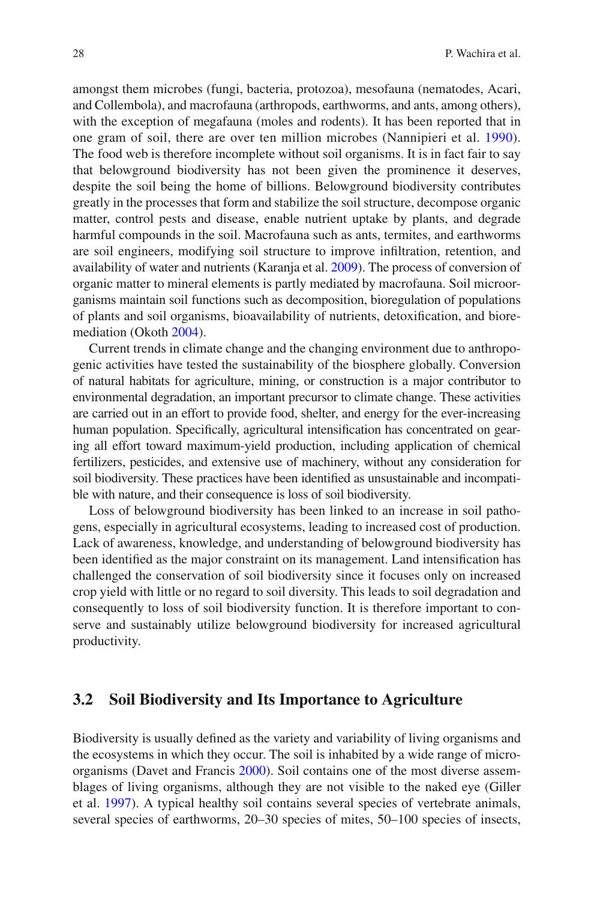amongst them microbes (fungi, bacteria, protozoa), mesofauna (nematodes, Acari, and Collembola), and macrofauna (arthropods, earthworms, and ants, among others), with the exception of megafauna (moles and rodents). It has been reported that in one gram of soil, there are over ten million microbes (Nannipieri et al. 1990). The food web is therefore incomplete without soil organisms. It is in fact fair to say that belowground biodiversity has not been given the prominence it deserves, despite the soil being the home of billions. Belowground biodiversity contributes greatly in the processes that form and stabilize the soil structure, decompose organic matter, control pests and disease, enable nutrient uptake by plants, and degrade harmful compounds in the soil. Macrofauna such as ants, termites, and earthworms are soil engineers, modifying soil structure to improve infiltration, retention, and availability of water and nutrients (Karanja et al. 2009). The process of conversion of organic matter to mineral elements is partly mediated by macrofauna. Soil microorganisms maintain soil functions such as decomposition, bioregulation of populations of plants and soil organisms, bioavailability of nutrients, detoxification, and bioremediation (Okoth 2004).

Current trends in climate change and the changing environment due to anthropogenic activities have tested the sustainability of the biosphere globally. Conversion of natural habitats for agriculture, mining, or construction is a major contributor to environmental degradation, an important precursor to climate change. These activities are carried out in an effort to provide food, shelter, and energy for the ever-increasing human population. Specifically, agricultural intensification has concentrated on gearing all effort toward maximum-yield production, including application of chemical fertilizers, pesticides, and extensive use of machinery, without any consideration for soil biodiversity. These practices have been identified as unsustainable and incompatible with nature, and their consequence is loss of soil biodiversity.

Loss of belowground biodiversity has been linked to an increase in soil pathogens, especially in agricultural ecosystems, leading to increased cost of production. Lack of awareness, knowledge, and understanding of belowground biodiversity has been identified as the major constraint on its management. Land intensification has challenged the conservation of soil biodiversity since it focuses only on increased crop yield with little or no regard to soil diversity. This leads to soil degradation and consequently to loss of soil biodiversity function. It is therefore important to conserve and sustainably utilize belowground biodiversity for increased agricultural productivity.

## 3.2 Soil Biodiversity and Its Importance to Agriculture

Biodiversity is usually defined as the variety and variability of living organisms and the ecosystems in which they occur. The soil is inhabited by a wide range of microorganisms (Davet and Francis 2000). Soil contains one of the most diverse assemblages of living organisms, although they are not visible to the naked eye (Giller et al. 1997). A typical healthy soil contains several species of vertebrate animals, several species of earthworms, 20–30 species of mites, 50–100 species of insects,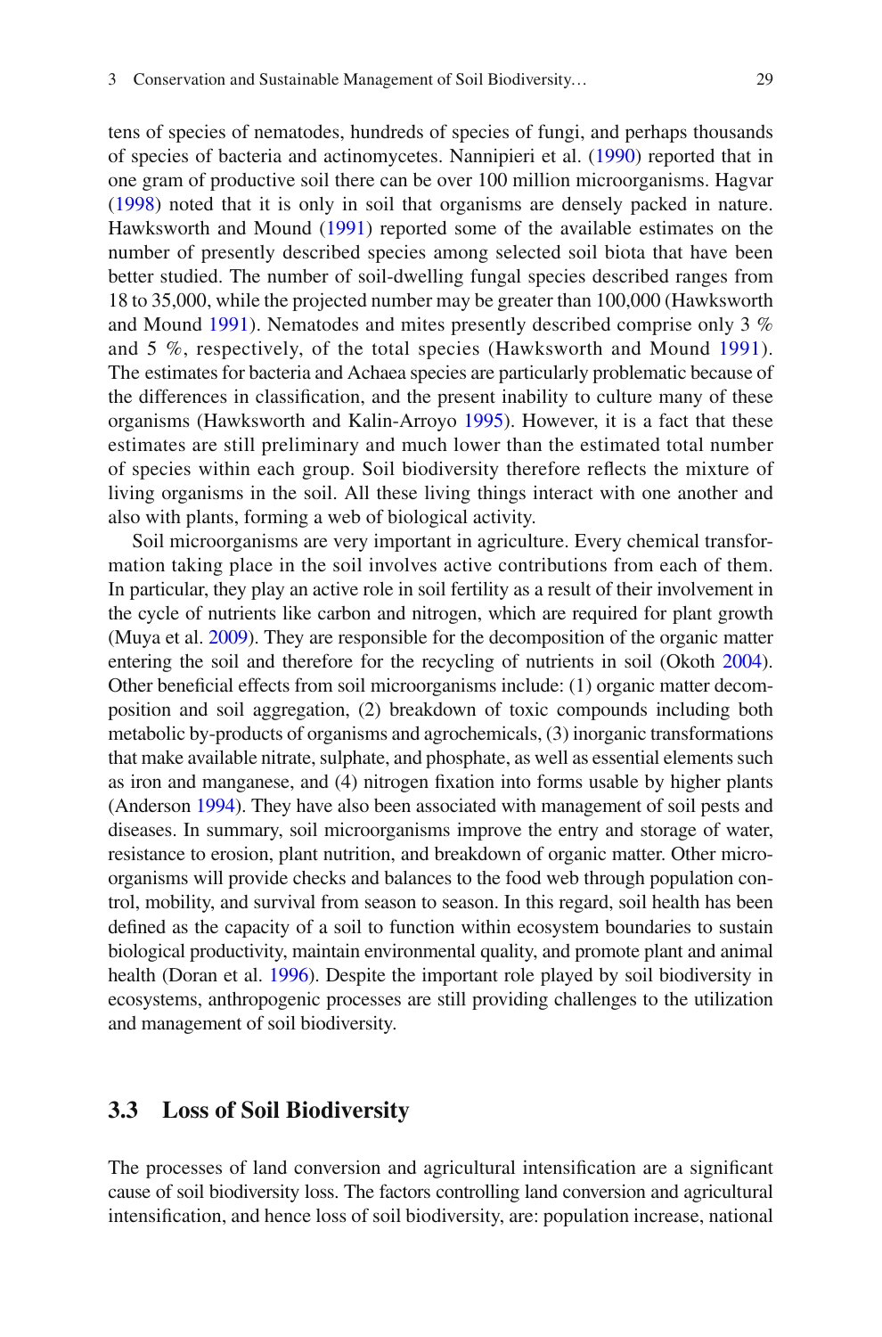tens of species of nematodes, hundreds of species of fungi, and perhaps thousands of species of bacteria and actinomycetes. Nannipieri et al. (1990) reported that in one gram of productive soil there can be over 100 million microorganisms. Hagvar (1998) noted that it is only in soil that organisms are densely packed in nature. Hawksworth and Mound (1991) reported some of the available estimates on the number of presently described species among selected soil biota that have been better studied. The number of soil-dwelling fungal species described ranges from 18 to 35,000, while the projected number may be greater than 100,000 (Hawksworth and Mound 1991). Nematodes and mites presently described comprise only 3 % and 5 %, respectively, of the total species (Hawksworth and Mound 1991). The estimates for bacteria and Achaea species are particularly problematic because of the differences in classification, and the present inability to culture many of these organisms (Hawksworth and Kalin-Arroyo 1995). However, it is a fact that these estimates are still preliminary and much lower than the estimated total number of species within each group. Soil biodiversity therefore reflects the mixture of living organisms in the soil. All these living things interact with one another and also with plants, forming a web of biological activity.

Soil microorganisms are very important in agriculture. Every chemical transformation taking place in the soil involves active contributions from each of them. In particular, they play an active role in soil fertility as a result of their involvement in the cycle of nutrients like carbon and nitrogen, which are required for plant growth (Muya et al. 2009). They are responsible for the decomposition of the organic matter entering the soil and therefore for the recycling of nutrients in soil (Okoth 2004). Other beneficial effects from soil microorganisms include: (1) organic matter decomposition and soil aggregation, (2) breakdown of toxic compounds including both metabolic by-products of organisms and agrochemicals, (3) inorganic transformations that make available nitrate, sulphate, and phosphate, as well as essential elements such as iron and manganese, and (4) nitrogen fixation into forms usable by higher plants (Anderson 1994). They have also been associated with management of soil pests and diseases. In summary, soil microorganisms improve the entry and storage of water, resistance to erosion, plant nutrition, and breakdown of organic matter. Other microorganisms will provide checks and balances to the food web through population control, mobility, and survival from season to season. In this regard, soil health has been defined as the capacity of a soil to function within ecosystem boundaries to sustain biological productivity, maintain environmental quality, and promote plant and animal health (Doran et al. 1996). Despite the important role played by soil biodiversity in ecosystems, anthropogenic processes are still providing challenges to the utilization and management of soil biodiversity.

## 3.3 Loss of Soil Biodiversity

The processes of land conversion and agricultural intensification are a significant cause of soil biodiversity loss. The factors controlling land conversion and agricultural intensification, and hence loss of soil biodiversity, are: population increase, national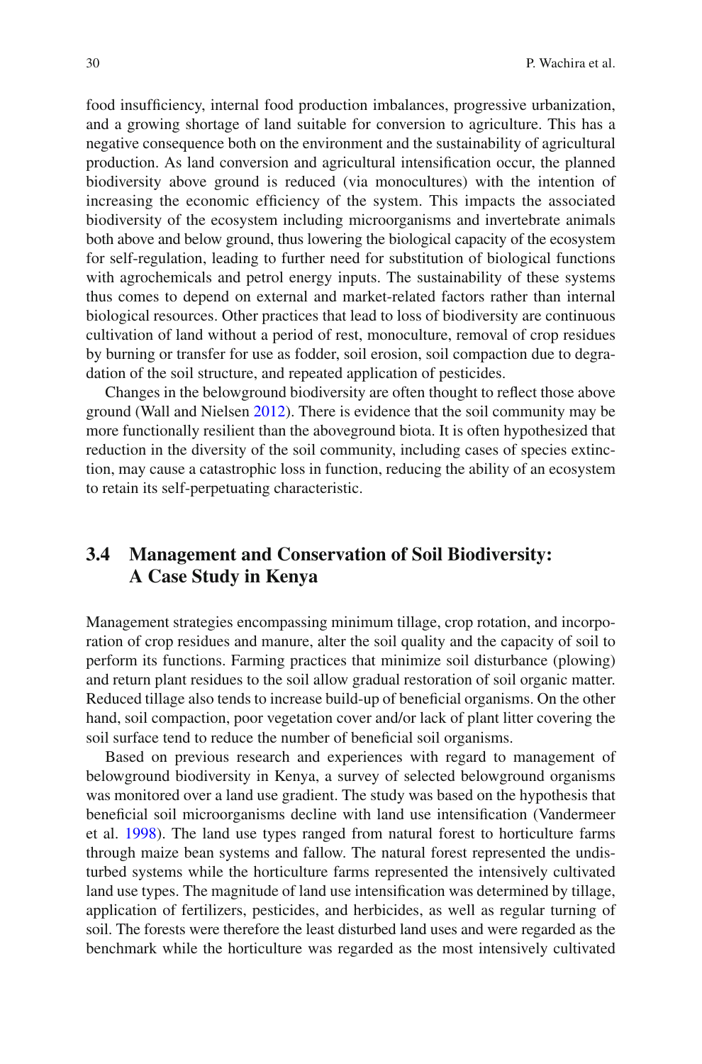food insufficiency, internal food production imbalances, progressive urbanization, and a growing shortage of land suitable for conversion to agriculture. This has a negative consequence both on the environment and the sustainability of agricultural production. As land conversion and agricultural intensification occur, the planned biodiversity above ground is reduced (via monocultures) with the intention of increasing the economic efficiency of the system. This impacts the associated biodiversity of the ecosystem including microorganisms and invertebrate animals both above and below ground, thus lowering the biological capacity of the ecosystem for self-regulation, leading to further need for substitution of biological functions with agrochemicals and petrol energy inputs. The sustainability of these systems thus comes to depend on external and market-related factors rather than internal biological resources. Other practices that lead to loss of biodiversity are continuous cultivation of land without a period of rest, monoculture, removal of crop residues by burning or transfer for use as fodder, soil erosion, soil compaction due to degradation of the soil structure, and repeated application of pesticides.

Changes in the belowground biodiversity are often thought to reflect those above ground (Wall and Nielsen 2012). There is evidence that the soil community may be more functionally resilient than the aboveground biota. It is often hypothesized that reduction in the diversity of the soil community, including cases of species extinction, may cause a catastrophic loss in function, reducing the ability of an ecosystem to retain its self-perpetuating characteristic.

## 3.4 Management and Conservation of Soil Biodiversity: A Case Study in Kenya

Management strategies encompassing minimum tillage, crop rotation, and incorporation of crop residues and manure, alter the soil quality and the capacity of soil to perform its functions. Farming practices that minimize soil disturbance (plowing) and return plant residues to the soil allow gradual restoration of soil organic matter. Reduced tillage also tends to increase build-up of beneficial organisms. On the other hand, soil compaction, poor vegetation cover and/or lack of plant litter covering the soil surface tend to reduce the number of beneficial soil organisms.

Based on previous research and experiences with regard to management of belowground biodiversity in Kenya, a survey of selected belowground organisms was monitored over a land use gradient. The study was based on the hypothesis that beneficial soil microorganisms decline with land use intensification (Vandermeer et al. 1998). The land use types ranged from natural forest to horticulture farms through maize bean systems and fallow. The natural forest represented the undisturbed systems while the horticulture farms represented the intensively cultivated land use types. The magnitude of land use intensification was determined by tillage, application of fertilizers, pesticides, and herbicides, as well as regular turning of soil. The forests were therefore the least disturbed land uses and were regarded as the benchmark while the horticulture was regarded as the most intensively cultivated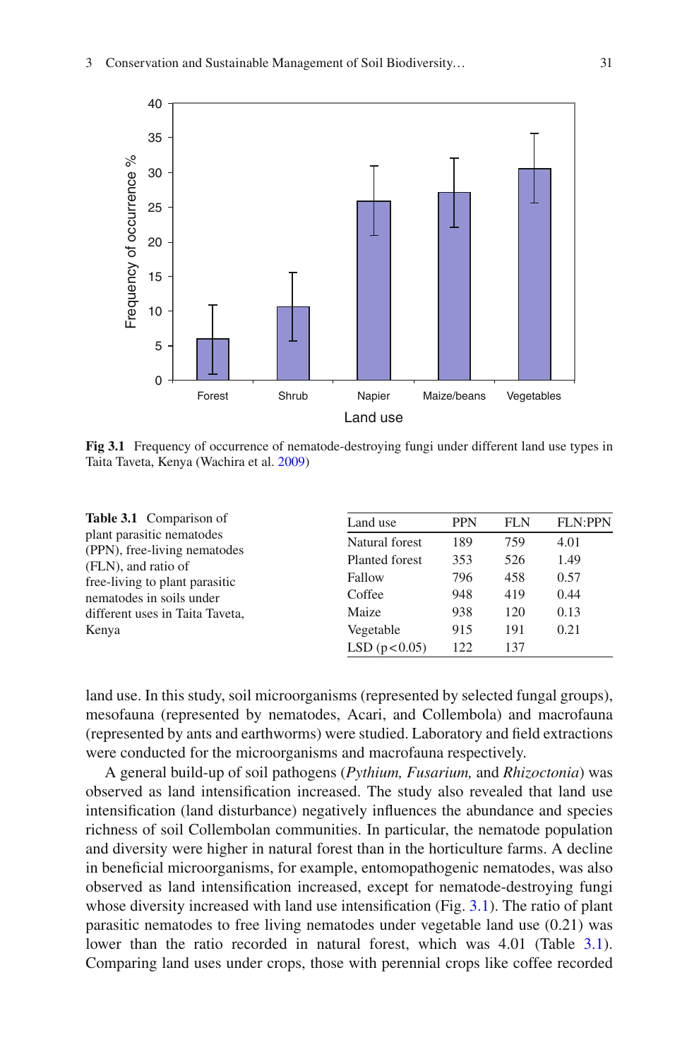Fig 3.1 Frequency of occurrence of nematode-destroying fungi under different land use types in Taita Taveta, Kenya (Wachira et al. 2009)

**Table 3.1** Comparison of plant parasitic nematodes (PPN), free-living nematodes (FLN), and ratio of free-living to plant parasitic nematodes in soils under different uses in Taita Taveta, Kenya

| Land use | PPN | FLN | FLN:PPN |
|---|---|---|---|
| Natural forest | 189 | 759 | 4.01 |
| Planted forest | 353 | 526 | 1.49 |
| Fallow | 796 | 458 | 0.57 |
| Coffee | 948 | 419 | 0.44 |
| Maize | 938 | 120 | 0.13 |
| Vegetable | 915 | 191 | 0.21 |
| LSD ($p < 0.05$) | 122 | 137 | |

land use. In this study, soil microorganisms (represented by selected fungal groups), mesofauna (represented by nematodes, Acari, and Collembola) and macrofauna (represented by ants and earthworms) were studied. Laboratory and field extractions were conducted for the microorganisms and macrofauna respectively.

A general build-up of soil pathogens (*Pythium, Fusarium,* and *Rhizoctonia*) was observed as land intensification increased. The study also revealed that land use intensification (land disturbance) negatively influences the abundance and species richness of soil Collembolan communities. In particular, the nematode population and diversity were higher in natural forest than in the horticulture farms. A decline in beneficial microorganisms, for example, entomopathogenic nematodes, was also observed as land intensification increased, except for nematode-destroying fungi whose diversity increased with land use intensification (Fig. 3.1). The ratio of plant parasitic nematodes to free living nematodes under vegetable land use (0.21) was lower than the ratio recorded in natural forest, which was 4.01 (Table 3.1). Comparing land uses under crops, those with perennial crops like coffee recorded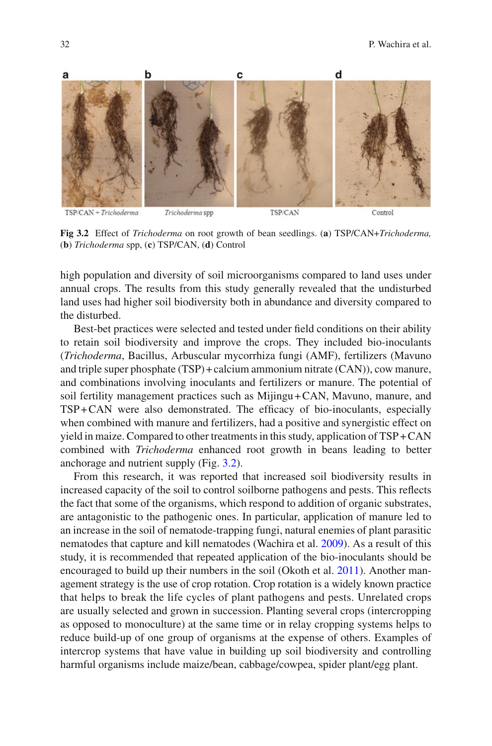TSP/CAN + *Trichoderma*

*Trichoderma* spp

TSP/CAN

Control

**Fig 3.2** Effect of *Trichoderma* on root growth of bean seedlings. (**a**) TSP/CAN+*Trichoderma*, (**b**) *Trichoderma* spp, (**c**) TSP/CAN, (**d**) Control

high population and diversity of soil microorganisms compared to land uses under annual crops. The results from this study generally revealed that the undisturbed land uses had higher soil biodiversity both in abundance and diversity compared to the disturbed.

Best-bet practices were selected and tested under field conditions on their ability to retain soil biodiversity and improve the crops. They included bio-inoculants (*Trichoderma*, Bacillus, Arbuscular mycorrhiza fungi (AMF), fertilizers (Mavuno and triple super phosphate (TSP)+calcium ammonium nitrate (CAN)), cow manure, and combinations involving inoculants and fertilizers or manure. The potential of soil fertility management practices such as Mijingu+CAN, Mavuno, manure, and TSP+CAN were also demonstrated. The efficacy of bio-inoculants, especially when combined with manure and fertilizers, had a positive and synergistic effect on yield in maize. Compared to other treatments in this study, application of TSP+CAN combined with *Trichoderma* enhanced root growth in beans leading to better anchorage and nutrient supply (Fig. 3.2).

From this research, it was reported that increased soil biodiversity results in increased capacity of the soil to control soilborne pathogens and pests. This reflects the fact that some of the organisms, which respond to addition of organic substrates, are antagonistic to the pathogenic ones. In particular, application of manure led to an increase in the soil of nematode-trapping fungi, natural enemies of plant parasitic nematodes that capture and kill nematodes (Wachira et al. 2009). As a result of this study, it is recommended that repeated application of the bio-inoculants should be encouraged to build up their numbers in the soil (Okoth et al. 2011). Another management strategy is the use of crop rotation. Crop rotation is a widely known practice that helps to break the life cycles of plant pathogens and pests. Unrelated crops are usually selected and grown in succession. Planting several crops (intercropping as opposed to monoculture) at the same time or in relay cropping systems helps to reduce build-up of one group of organisms at the expense of others. Examples of intercrop systems that have value in building up soil biodiversity and controlling harmful organisms include maize/bean, cabbage/cowpea, spider plant/egg plant.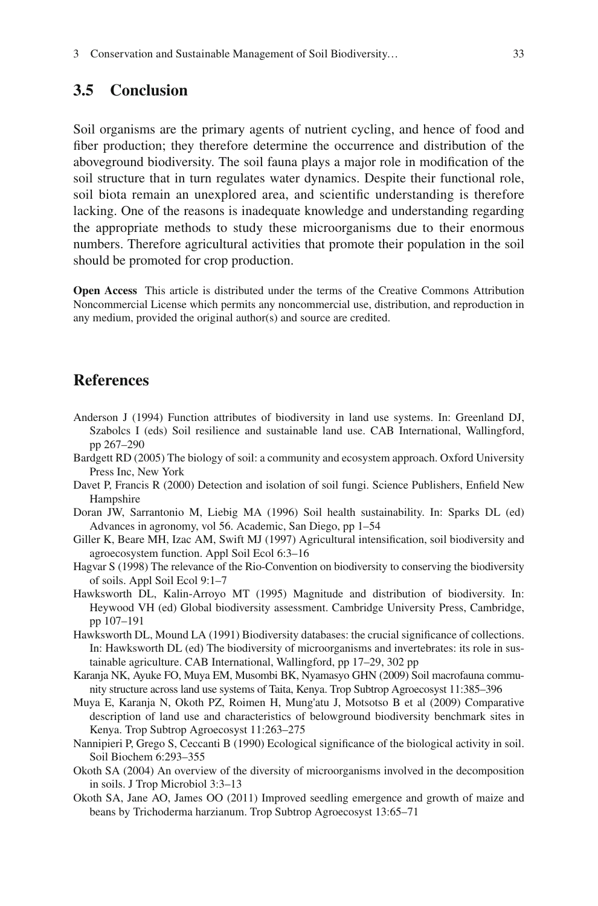## 3.5 Conclusion

Soil organisms are the primary agents of nutrient cycling, and hence of food and fiber production; they therefore determine the occurrence and distribution of the aboveground biodiversity. The soil fauna plays a major role in modification of the soil structure that in turn regulates water dynamics. Despite their functional role, soil biota remain an unexplored area, and scientific understanding is therefore lacking. One of the reasons is inadequate knowledge and understanding regarding the appropriate methods to study these microorganisms due to their enormous numbers. Therefore agricultural activities that promote their population in the soil should be promoted for crop production.

**Open Access** This article is distributed under the terms of the Creative Commons Attribution Noncommercial License which permits any noncommercial use, distribution, and reproduction in any medium, provided the original author(s) and source are credited.

## References

Anderson J (1994) Function attributes of biodiversity in land use systems. In: Greenland DJ, Szabolcs I (eds) Soil resilience and sustainable land use. CAB International, Wallingford, pp 267–290

Bardgett RD (2005) The biology of soil: a community and ecosystem approach. Oxford University Press Inc, New York

Davet P, Francis R (2000) Detection and isolation of soil fungi. Science Publishers, Enfield New Hampshire

Doran JW, Sarrantonio M, Liebig MA (1996) Soil health sustainability. In: Sparks DL (ed) Advances in agronomy, vol 56. Academic, San Diego, pp 1–54

Giller K, Beare MH, Izac AM, Swift MJ (1997) Agricultural intensification, soil biodiversity and agroecosystem function. Appl Soil Ecol 6:3–16

Hagvar S (1998) The relevance of the Rio-Convention on biodiversity to conserving the biodiversity of soils. Appl Soil Ecol 9:1–7

Hawksworth DL, Kalin-Arroyo MT (1995) Magnitude and distribution of biodiversity. In: Heywood VH (ed) Global biodiversity assessment. Cambridge University Press, Cambridge, pp 107–191

Hawksworth DL, Mound LA (1991) Biodiversity databases: the crucial significance of collections. In: Hawksworth DL (ed) The biodiversity of microorganisms and invertebrates: its role in sustainable agriculture. CAB International, Wallingford, pp 17–29, 302 pp

Karanja NK, Ayuke FO, Muya EM, Musombi BK, Nyamasyo GHN (2009) Soil macrofauna community structure across land use systems of Taita, Kenya. Trop Subtrop Agroecosyst 11:385–396

Muya E, Karanja N, Okoth PZ, Roimen H, Mung'atu J, Motsotso B et al (2009) Comparative description of land use and characteristics of belowground biodiversity benchmark sites in Kenya. Trop Subtrop Agroecosyst 11:263–275

Nannipieri P, Grego S, Ceccanti B (1990) Ecological significance of the biological activity in soil. Soil Biochem 6:293–355

Okoth SA (2004) An overview of the diversity of microorganisms involved in the decomposition in soils. J Trop Microbiol 3:3–13

Okoth SA, Jane AO, James OO (2011) Improved seedling emergence and growth of maize and beans by Trichoderma harzianum. Trop Subtrop Agroecosyst 13:65–71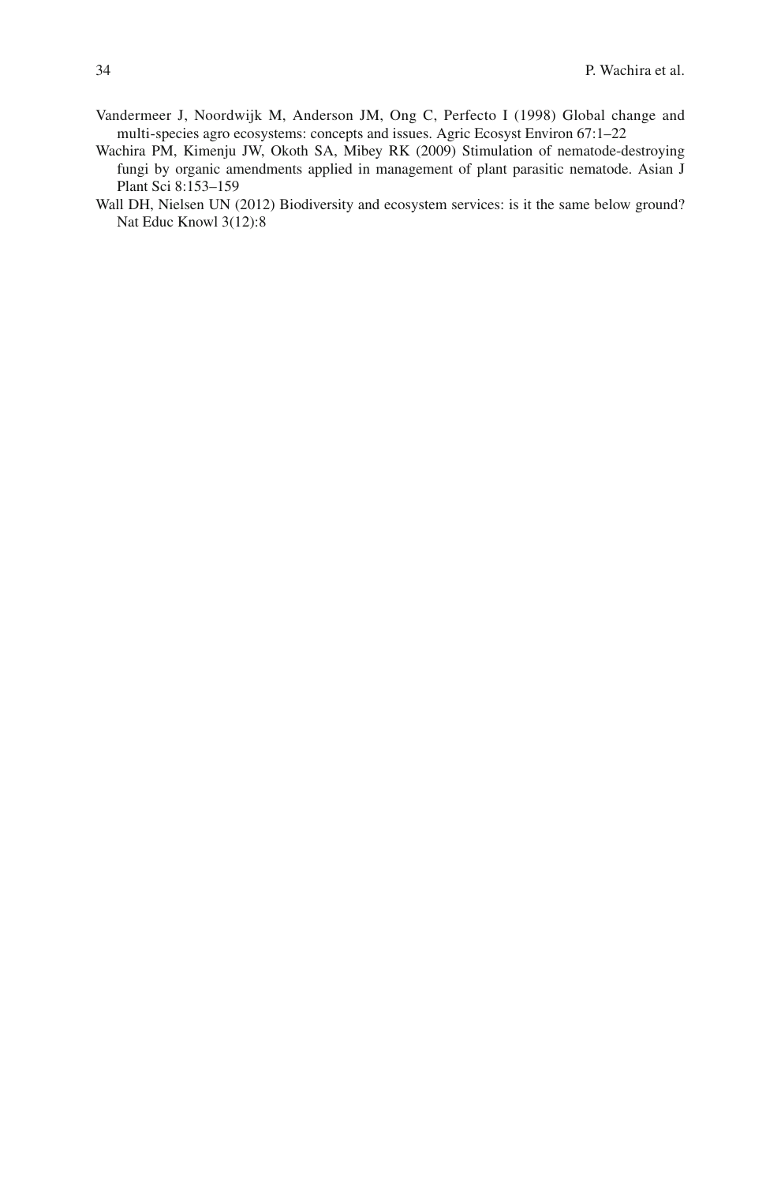Vandermeer J, Noordwijk M, Anderson JM, Ong C, Perfecto I (1998) Global change and multi-species agro ecosystems: concepts and issues. Agric Ecosyst Environ 67:1–22

Wachira PM, Kimenju JW, Okoth SA, Mibey RK (2009) Stimulation of nematode-destroying fungi by organic amendments applied in management of plant parasitic nematode. Asian J Plant Sci 8:153–159

Wall DH, Nielsen UN (2012) Biodiversity and ecosystem services: is it the same below ground? Nat Educ Knowl 3(12):8